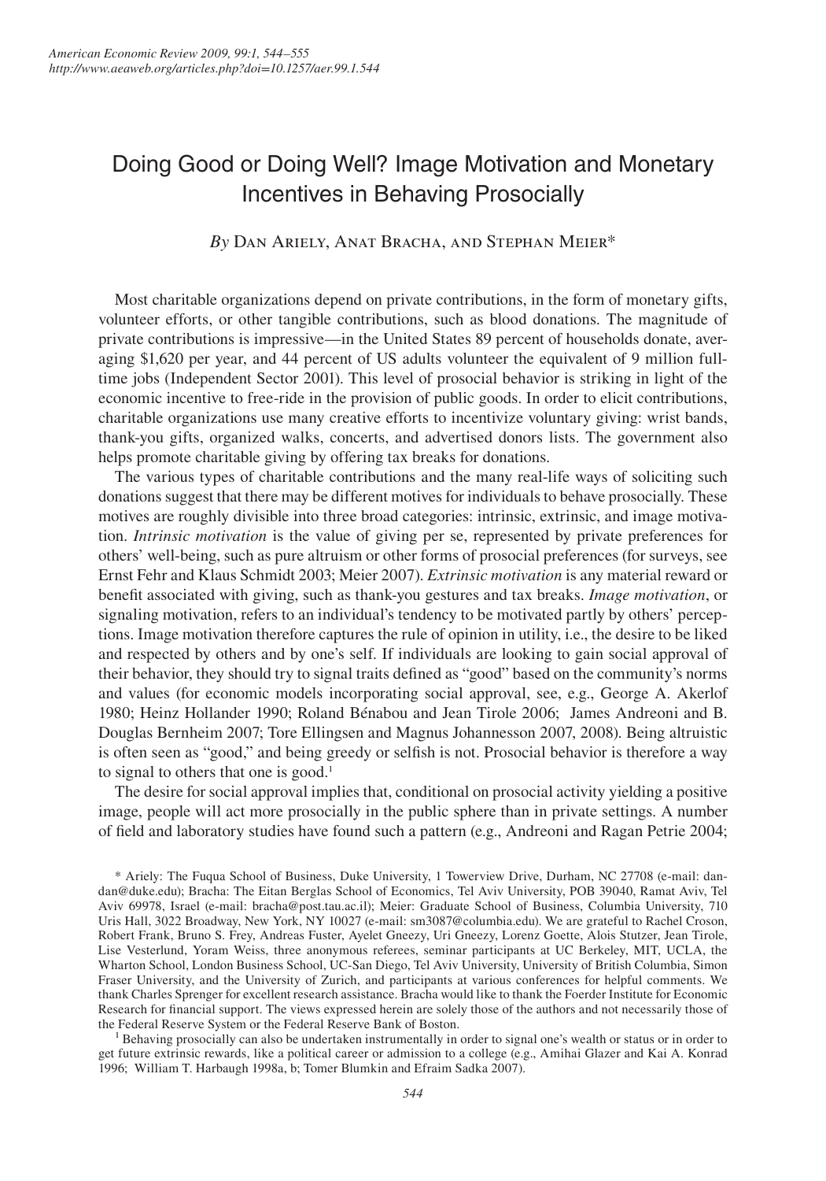# Doing Good or Doing Well? Image Motivation and Monetary Incentives in Behaving Prosocially

*By* Dan Ariely, Anat Bracha, and Stephan Meier*

Most charitable organizations depend on private contributions, in the form of monetary gifts, volunteer efforts, or other tangible contributions, such as blood donations. The magnitude of private contributions is impressive—in the United States 89 percent of households donate, averaging $1,620 per year, and 44 percent of US adults volunteer the equivalent of 9 million full-time jobs (Independent Sector 2001). This level of prosocial behavior is striking in light of the economic incentive to free-ride in the provision of public goods. In order to elicit contributions, charitable organizations use many creative efforts to incentivize voluntary giving: wrist bands, thank-you gifts, organized walks, concerts, and advertised donors lists. The government also helps promote charitable giving by offering tax breaks for donations.

The various types of charitable contributions and the many real-life ways of soliciting such donations suggest that there may be different motives for individuals to behave prosocially. These motives are roughly divisible into three broad categories: intrinsic, extrinsic, and image motivation. *Intrinsic motivation* is the value of giving per se, represented by private preferences for others' well-being, such as pure altruism or other forms of prosocial preferences (for surveys, see Ernst Fehr and Klaus Schmidt 2003; Meier 2007). *Extrinsic motivation* is any material reward or benefit associated with giving, such as thank-you gestures and tax breaks. *Image motivation*, or signaling motivation, refers to an individual's tendency to be motivated partly by others' perceptions. Image motivation therefore captures the rule of opinion in utility, i.e., the desire to be liked and respected by others and by one's self. If individuals are looking to gain social approval of their behavior, they should try to signal traits defined as "good" based on the community's norms and values (for economic models incorporating social approval, see, e.g., George A. Akerlof 1980; Heinz Hollander 1990; Roland Bénabou and Jean Tirole 2006; James Andreoni and B. Douglas Bernheim 2007; Tore Ellingsen and Magnus Johannesson 2007, 2008). Being altruistic is often seen as "good," and being greedy or selfish is not. Prosocial behavior is therefore a way to signal to others that one is good.[1]

The desire for social approval implies that, conditional on prosocial activity yielding a positive image, people will act more prosocially in the public sphere than in private settings. A number of field and laboratory studies have found such a pattern (e.g., Andreoni and Ragan Petrie 2004;

* Ariely: The Fuqua School of Business, Duke University, 1 Towerview Drive, Durham, NC 27708 (e-mail: dandan@duke.edu); Bracha: The Eitan Berglas School of Economics, Tel Aviv University, POB 39040, Ramat Aviv, Tel Aviv 69978, Israel (e-mail: bracha@post.tau.ac.il); Meier: Graduate School of Business, Columbia University, 710 Uris Hall, 3022 Broadway, New York, NY 10027 (e-mail: sm3087@columbia.edu). We are grateful to Rachel Croson, Robert Frank, Bruno S. Frey, Andreas Fuster, Ayelet Gneezy, Uri Gneezy, Lorenz Goette, Alois Stutzer, Jean Tirole, Lise Vesterlund, Yoram Weiss, three anonymous referees, seminar participants at UC Berkeley, MIT, UCLA, the Wharton School, London Business School, UC-San Diego, Tel Aviv University, University of British Columbia, Simon Fraser University, and the University of Zurich, and participants at various conferences for helpful comments. We thank Charles Sprenger for excellent research assistance. Bracha would like to thank the Foerder Institute for Economic Research for financial support. The views expressed herein are solely those of the authors and not necessarily those of the Federal Reserve System or the Federal Reserve Bank of Boston.

[1] Behaving prosocially can also be undertaken instrumentally in order to signal one's wealth or status or in order to get future extrinsic rewards, like a political career or admission to a college (e.g., Amihai Glazer and Kai A. Konrad 1996; William T. Harbaugh 1998a, b; Tomer Blumkin and Efraim Sadka 2007).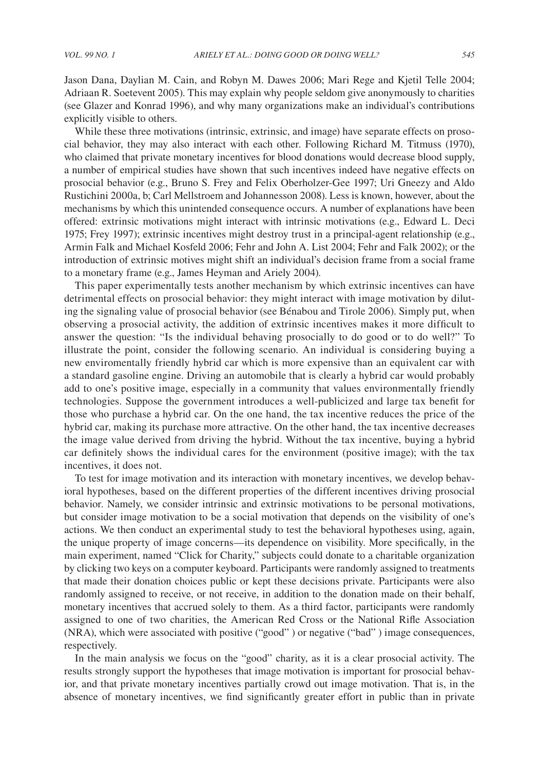Jason Dana, Daylian M. Cain, and Robyn M. Dawes 2006; Mari Rege and Kjetil Telle 2004; Adriaan R. Soetevent 2005). This may explain why people seldom give anonymously to charities (see Glazer and Konrad 1996), and why many organizations make an individual's contributions explicitly visible to others.

While these three motivations (intrinsic, extrinsic, and image) have separate effects on prosocial behavior, they may also interact with each other. Following Richard M. Titmuss (1970), who claimed that private monetary incentives for blood donations would decrease blood supply, a number of empirical studies have shown that such incentives indeed have negative effects on prosocial behavior (e.g., Bruno S. Frey and Felix Oberholzer-Gee 1997; Uri Gneezy and Aldo Rustichini 2000a, b; Carl Mellstroem and Johannesson 2008). Less is known, however, about the mechanisms by which this unintended consequence occurs. A number of explanations have been offered: extrinsic motivations might interact with intrinsic motivations (e.g., Edward L. Deci 1975; Frey 1997); extrinsic incentives might destroy trust in a principal-agent relationship (e.g., Armin Falk and Michael Kosfeld 2006; Fehr and John A. List 2004; Fehr and Falk 2002); or the introduction of extrinsic motives might shift an individual's decision frame from a social frame to a monetary frame (e.g., James Heyman and Ariely 2004).

This paper experimentally tests another mechanism by which extrinsic incentives can have detrimental effects on prosocial behavior: they might interact with image motivation by diluting the signaling value of prosocial behavior (see Bénabou and Tirole 2006). Simply put, when observing a prosocial activity, the addition of extrinsic incentives makes it more difficult to answer the question: "Is the individual behaving prosocially to do good or to do well?" To illustrate the point, consider the following scenario. An individual is considering buying a new enviromentally friendly hybrid car which is more expensive than an equivalent car with a standard gasoline engine. Driving an automobile that is clearly a hybrid car would probably add to one's positive image, especially in a community that values environmentally friendly technologies. Suppose the government introduces a well-publicized and large tax benefit for those who purchase a hybrid car. On the one hand, the tax incentive reduces the price of the hybrid car, making its purchase more attractive. On the other hand, the tax incentive decreases the image value derived from driving the hybrid. Without the tax incentive, buying a hybrid car definitely shows the individual cares for the environment (positive image); with the tax incentives, it does not.

To test for image motivation and its interaction with monetary incentives, we develop behavioral hypotheses, based on the different properties of the different incentives driving prosocial behavior. Namely, we consider intrinsic and extrinsic motivations to be personal motivations, but consider image motivation to be a social motivation that depends on the visibility of one's actions. We then conduct an experimental study to test the behavioral hypotheses using, again, the unique property of image concerns—its dependence on visibility. More specifically, in the main experiment, named "Click for Charity," subjects could donate to a charitable organization by clicking two keys on a computer keyboard. Participants were randomly assigned to treatments that made their donation choices public or kept these decisions private. Participants were also randomly assigned to receive, or not receive, in addition to the donation made on their behalf, monetary incentives that accrued solely to them. As a third factor, participants were randomly assigned to one of two charities, the American Red Cross or the National Rifle Association (NRA), which were associated with positive ("good" ) or negative ("bad" ) image consequences, respectively.

In the main analysis we focus on the "good" charity, as it is a clear prosocial activity. The results strongly support the hypotheses that image motivation is important for prosocial behavior, and that private monetary incentives partially crowd out image motivation. That is, in the absence of monetary incentives, we find significantly greater effort in public than in private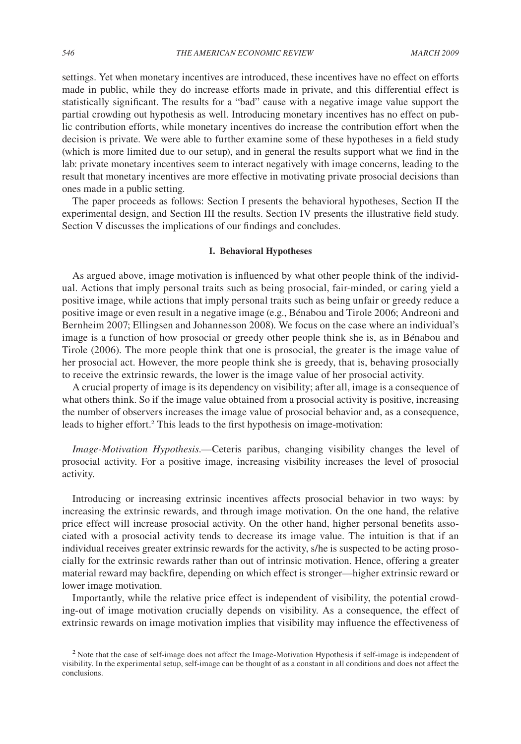settings. Yet when monetary incentives are introduced, these incentives have no effect on efforts made in public, while they do increase efforts made in private, and this differential effect is statistically significant. The results for a "bad" cause with a negative image value support the partial crowding out hypothesis as well. Introducing monetary incentives has no effect on public contribution efforts, while monetary incentives do increase the contribution effort when the decision is private. We were able to further examine some of these hypotheses in a field study (which is more limited due to our setup), and in general the results support what we find in the lab: private monetary incentives seem to interact negatively with image concerns, leading to the result that monetary incentives are more effective in motivating private prosocial decisions than ones made in a public setting.

The paper proceeds as follows: Section I presents the behavioral hypotheses, Section II the experimental design, and Section III the results. Section IV presents the illustrative field study. Section V discusses the implications of our findings and concludes.

## I. Behavioral Hypotheses

As argued above, image motivation is influenced by what other people think of the individual. Actions that imply personal traits such as being prosocial, fair-minded, or caring yield a positive image, while actions that imply personal traits such as being unfair or greedy reduce a positive image or even result in a negative image (e.g., Bénabou and Tirole 2006; Andreoni and Bernheim 2007; Ellingsen and Johannesson 2008). We focus on the case where an individual's image is a function of how prosocial or greedy other people think she is, as in Bénabou and Tirole (2006). The more people think that one is prosocial, the greater is the image value of her prosocial act. However, the more people think she is greedy, that is, behaving prosocially to receive the extrinsic rewards, the lower is the image value of her prosocial activity.

A crucial property of image is its dependency on visibility; after all, image is a consequence of what others think. So if the image value obtained from a prosocial activity is positive, increasing the number of observers increases the image value of prosocial behavior and, as a consequence, leads to higher effort.[2] This leads to the first hypothesis on image-motivation:

*Image-Motivation Hypothesis.*—Ceteris paribus, changing visibility changes the level of prosocial activity. For a positive image, increasing visibility increases the level of prosocial activity.

Introducing or increasing extrinsic incentives affects prosocial behavior in two ways: by increasing the extrinsic rewards, and through image motivation. On the one hand, the relative price effect will increase prosocial activity. On the other hand, higher personal benefits associated with a prosocial activity tends to decrease its image value. The intuition is that if an individual receives greater extrinsic rewards for the activity, s/he is suspected to be acting prosocially for the extrinsic rewards rather than out of intrinsic motivation. Hence, offering a greater material reward may backfire, depending on which effect is stronger—higher extrinsic reward or lower image motivation.

Importantly, while the relative price effect is independent of visibility, the potential crowding-out of image motivation crucially depends on visibility. As a consequence, the effect of extrinsic rewards on image motivation implies that visibility may influence the effectiveness of

[2] Note that the case of self-image does not affect the Image-Motivation Hypothesis if self-image is independent of visibility. In the experimental setup, self-image can be thought of as a constant in all conditions and does not affect the conclusions.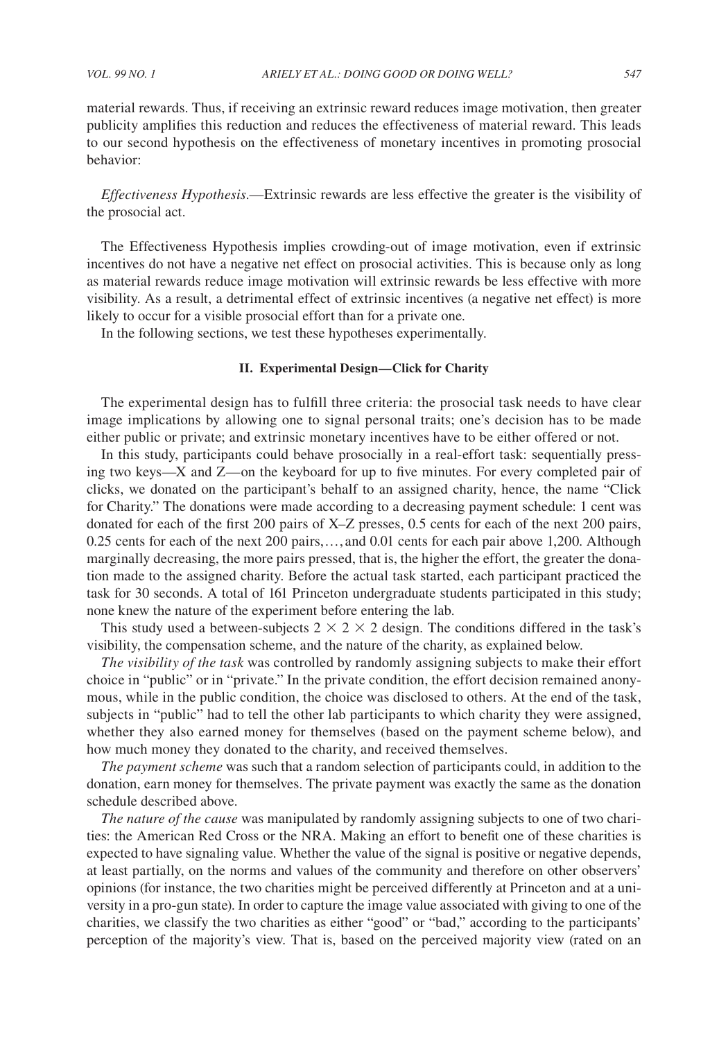material rewards. Thus, if receiving an extrinsic reward reduces image motivation, then greater publicity amplifies this reduction and reduces the effectiveness of material reward. This leads to our second hypothesis on the effectiveness of monetary incentives in promoting prosocial behavior:

*Effectiveness Hypothesis.*—Extrinsic rewards are less effective the greater is the visibility of the prosocial act.

The Effectiveness Hypothesis implies crowding-out of image motivation, even if extrinsic incentives do not have a negative net effect on prosocial activities. This is because only as long as material rewards reduce image motivation will extrinsic rewards be less effective with more visibility. As a result, a detrimental effect of extrinsic incentives (a negative net effect) is more likely to occur for a visible prosocial effort than for a private one.

In the following sections, we test these hypotheses experimentally.

## II. Experimental Design—Click for Charity

The experimental design has to fulfill three criteria: the prosocial task needs to have clear image implications by allowing one to signal personal traits; one's decision has to be made either public or private; and extrinsic monetary incentives have to be either offered or not.

In this study, participants could behave prosocially in a real-effort task: sequentially pressing two keys—X and Z—on the keyboard for up to five minutes. For every completed pair of clicks, we donated on the participant's behalf to an assigned charity, hence, the name "Click for Charity." The donations were made according to a decreasing payment schedule: 1 cent was donated for each of the first 200 pairs of X–Z presses, 0.5 cents for each of the next 200 pairs, 0.25 cents for each of the next 200 pairs,…, and 0.01 cents for each pair above 1,200. Although marginally decreasing, the more pairs pressed, that is, the higher the effort, the greater the donation made to the assigned charity. Before the actual task started, each participant practiced the task for 30 seconds. A total of 161 Princeton undergraduate students participated in this study; none knew the nature of the experiment before entering the lab.

This study used a between-subjects $2 \times 2 \times 2$ design. The conditions differed in the task's visibility, the compensation scheme, and the nature of the charity, as explained below.

*The visibility of the task* was controlled by randomly assigning subjects to make their effort choice in "public" or in "private." In the private condition, the effort decision remained anonymous, while in the public condition, the choice was disclosed to others. At the end of the task, subjects in "public" had to tell the other lab participants to which charity they were assigned, whether they also earned money for themselves (based on the payment scheme below), and how much money they donated to the charity, and received themselves.

*The payment scheme* was such that a random selection of participants could, in addition to the donation, earn money for themselves. The private payment was exactly the same as the donation schedule described above.

*The nature of the cause* was manipulated by randomly assigning subjects to one of two charities: the American Red Cross or the NRA. Making an effort to benefit one of these charities is expected to have signaling value. Whether the value of the signal is positive or negative depends, at least partially, on the norms and values of the community and therefore on other observers' opinions (for instance, the two charities might be perceived differently at Princeton and at a university in a pro-gun state). In order to capture the image value associated with giving to one of the charities, we classify the two charities as either "good" or "bad," according to the participants' perception of the majority's view. That is, based on the perceived majority view (rated on an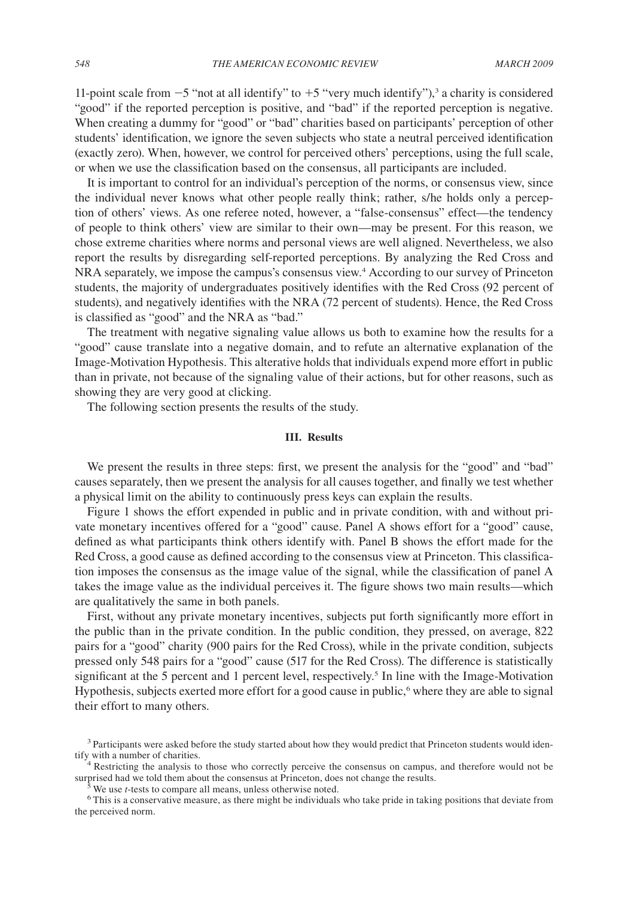11-point scale from −5 "not at all identify" to +5 "very much identify"),[3] a charity is considered "good" if the reported perception is positive, and "bad" if the reported perception is negative. When creating a dummy for "good" or "bad" charities based on participants' perception of other students' identification, we ignore the seven subjects who state a neutral perceived identification (exactly zero). When, however, we control for perceived others' perceptions, using the full scale, or when we use the classification based on the consensus, all participants are included.

It is important to control for an individual's perception of the norms, or consensus view, since the individual never knows what other people really think; rather, s/he holds only a perception of others' views. As one referee noted, however, a "false-consensus" effect—the tendency of people to think others' view are similar to their own—may be present. For this reason, we chose extreme charities where norms and personal views are well aligned. Nevertheless, we also report the results by disregarding self-reported perceptions. By analyzing the Red Cross and NRA separately, we impose the campus's consensus view.[4] According to our survey of Princeton students, the majority of undergraduates positively identifies with the Red Cross (92 percent of students), and negatively identifies with the NRA (72 percent of students). Hence, the Red Cross is classified as "good" and the NRA as "bad."

The treatment with negative signaling value allows us both to examine how the results for a "good" cause translate into a negative domain, and to refute an alternative explanation of the Image-Motivation Hypothesis. This alterative holds that individuals expend more effort in public than in private, not because of the signaling value of their actions, but for other reasons, such as showing they are very good at clicking.

The following section presents the results of the study.

## III. Results

We present the results in three steps: first, we present the analysis for the "good" and "bad" causes separately, then we present the analysis for all causes together, and finally we test whether a physical limit on the ability to continuously press keys can explain the results.

Figure 1 shows the effort expended in public and in private condition, with and without private monetary incentives offered for a "good" cause. Panel A shows effort for a "good" cause, defined as what participants think others identify with. Panel B shows the effort made for the Red Cross, a good cause as defined according to the consensus view at Princeton. This classification imposes the consensus as the image value of the signal, while the classification of panel A takes the image value as the individual perceives it. The figure shows two main results—which are qualitatively the same in both panels.

First, without any private monetary incentives, subjects put forth significantly more effort in the public than in the private condition. In the public condition, they pressed, on average, 822 pairs for a "good" charity (900 pairs for the Red Cross), while in the private condition, subjects pressed only 548 pairs for a "good" cause (517 for the Red Cross). The difference is statistically significant at the 5 percent and 1 percent level, respectively.[5] In line with the Image-Motivation Hypothesis, subjects exerted more effort for a good cause in public,[6] where they are able to signal their effort to many others.

[3] Participants were asked before the study started about how they would predict that Princeton students would identify with a number of charities.

[4] Restricting the analysis to those who correctly perceive the consensus on campus, and therefore would not be surprised had we told them about the consensus at Princeton, does not change the results.

[5] We use *t*-tests to compare all means, unless otherwise noted.

[6] This is a conservative measure, as there might be individuals who take pride in taking positions that deviate from the perceived norm.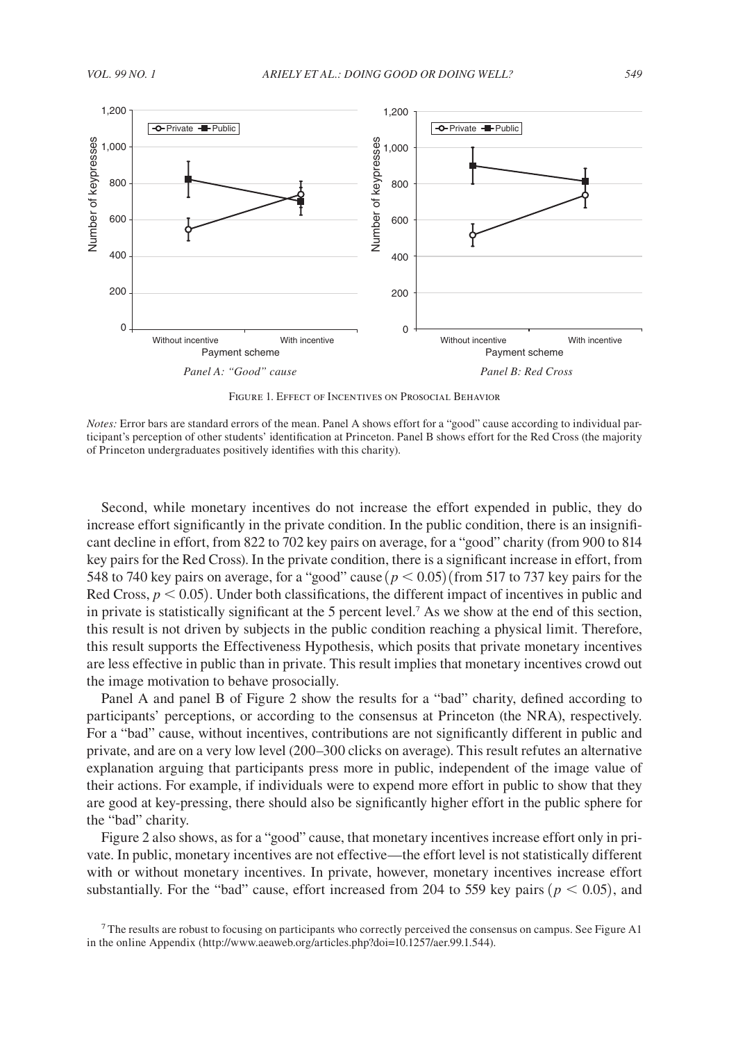Figure 1. Effect of Incentives on Prosocial Behavior

*Notes:* Error bars are standard errors of the mean. Panel A shows effort for a "good" cause according to individual participant's perception of other students' identification at Princeton. Panel B shows effort for the Red Cross (the majority of Princeton undergraduates positively identifies with this charity).

Second, while monetary incentives do not increase the effort expended in public, they do increase effort significantly in the private condition. In the public condition, there is an insignificant decline in effort, from 822 to 702 key pairs on average, for a "good" charity (from 900 to 814 key pairs for the Red Cross). In the private condition, there is a significant increase in effort, from 548 to 740 key pairs on average, for a "good" cause ($p < 0.05$) (from 517 to 737 key pairs for the Red Cross, $p < 0.05$). Under both classifications, the different impact of incentives in public and in private is statistically significant at the 5 percent level.[7] As we show at the end of this section, this result is not driven by subjects in the public condition reaching a physical limit. Therefore, this result supports the Effectiveness Hypothesis, which posits that private monetary incentives are less effective in public than in private. This result implies that monetary incentives crowd out the image motivation to behave prosocially.

Panel A and panel B of Figure 2 show the results for a "bad" charity, defined according to participants' perceptions, or according to the consensus at Princeton (the NRA), respectively. For a "bad" cause, without incentives, contributions are not significantly different in public and private, and are on a very low level (200–300 clicks on average). This result refutes an alternative explanation arguing that participants press more in public, independent of the image value of their actions. For example, if individuals were to expend more effort in public to show that they are good at key-pressing, there should also be significantly higher effort in the public sphere for the "bad" charity.

Figure 2 also shows, as for a "good" cause, that monetary incentives increase effort only in private. In public, monetary incentives are not effective—the effort level is not statistically different with or without monetary incentives. In private, however, monetary incentives increase effort substantially. For the "bad" cause, effort increased from 204 to 559 key pairs ($p < 0.05$), and

[7] The results are robust to focusing on participants who correctly perceived the consensus on campus. See Figure A1 in the online Appendix (http://www.aeaweb.org/articles.php?doi=10.1257/aer.99.1.544).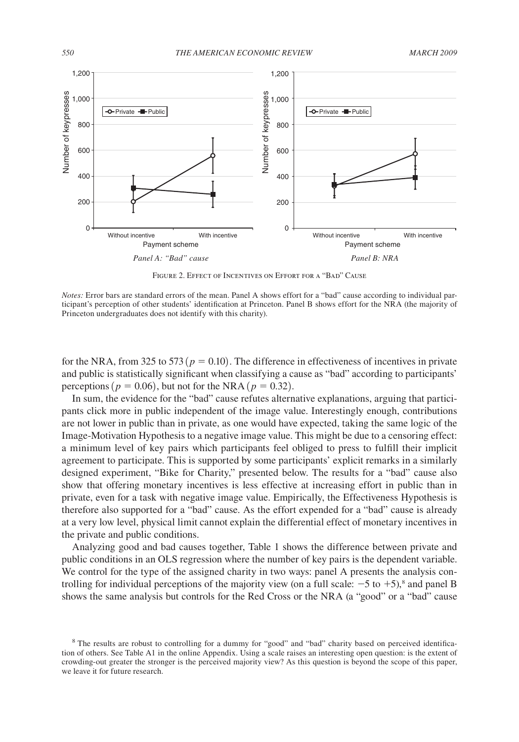Figure 2. Effect of Incentives on Effort for a "Bad" Cause

*Notes:* Error bars are standard errors of the mean. Panel A shows effort for a "bad" cause according to individual participant's perception of other students' identification at Princeton. Panel B shows effort for the NRA (the majority of Princeton undergraduates does not identify with this charity).

for the NRA, from 325 to 573 ($p = 0.10$). The difference in effectiveness of incentives in private and public is statistically significant when classifying a cause as "bad" according to participants' perceptions ($p = 0.06$), but not for the NRA ($p = 0.32$).

In sum, the evidence for the "bad" cause refutes alternative explanations, arguing that participants click more in public independent of the image value. Interestingly enough, contributions are not lower in public than in private, as one would have expected, taking the same logic of the Image-Motivation Hypothesis to a negative image value. This might be due to a censoring effect: a minimum level of key pairs which participants feel obliged to press to fulfill their implicit agreement to participate. This is supported by some participants' explicit remarks in a similarly designed experiment, "Bike for Charity," presented below. The results for a "bad" cause also show that offering monetary incentives is less effective at increasing effort in public than in private, even for a task with negative image value. Empirically, the Effectiveness Hypothesis is therefore also supported for a "bad" cause. As the effort expended for a "bad" cause is already at a very low level, physical limit cannot explain the differential effect of monetary incentives in the private and public conditions.

Analyzing good and bad causes together, Table 1 shows the difference between private and public conditions in an OLS regression where the number of key pairs is the dependent variable. We control for the type of the assigned charity in two ways: panel A presents the analysis controlling for individual perceptions of the majority view (on a full scale: $-5$ to $+5$),[8] and panel B shows the same analysis but controls for the Red Cross or the NRA (a "good" or a "bad" cause

[8] The results are robust to controlling for a dummy for "good" and "bad" charity based on perceived identification of others. See Table A1 in the online Appendix. Using a scale raises an interesting open question: is the extent of crowding-out greater the stronger is the perceived majority view? As this question is beyond the scope of this paper, we leave it for future research.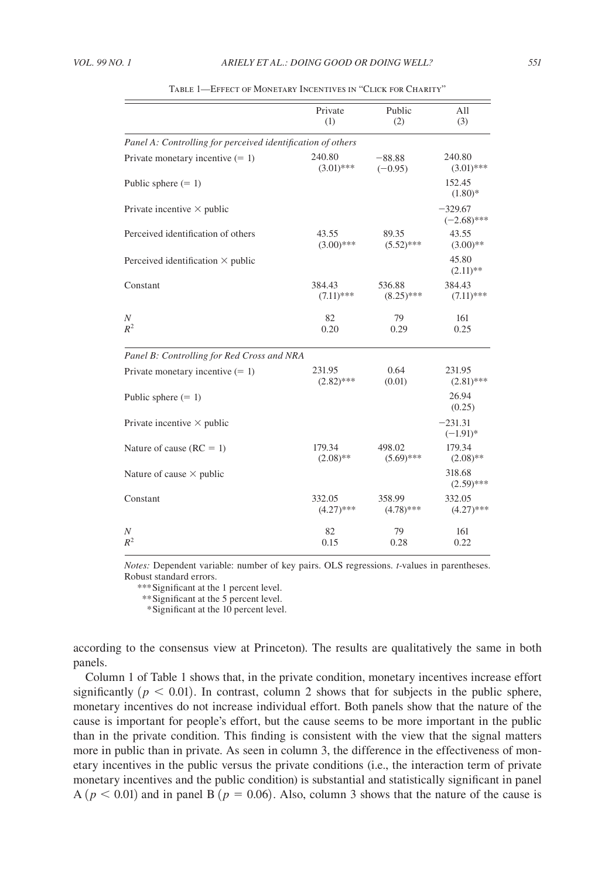Table 1—Effect of Monetary Incentives in "Click for Charity"

| | Private (1) | Public (2) | All (3) |
|---|---|---|---|
| *Panel A: Controlling for perceived identification of others* | | | |
| Private monetary incentive (= 1) | 240.80 (3.01)*** | −88.88 (−0.95) | 240.80 (3.01)*** |
| Public sphere (= 1) | | | 152.45 (1.80)* |
| Private incentive × public | | | −329.67 (−2.68)*** |
| Perceived identification of others | 43.55 (3.00)*** | 89.35 (5.52)*** | 43.55 (3.00)** |
| Perceived identification × public | | | 45.80 (2.11)** |
| Constant | 384.43 (7.11)*** | 536.88 (8.25)*** | 384.43 (7.11)*** |
| $N$ | 82 | 79 | 161 |
| $R^2$ | 0.20 | 0.29 | 0.25 |
| *Panel B: Controlling for Red Cross and NRA* | | | |
| Private monetary incentive (= 1) | 231.95 (2.82)*** | 0.64 (0.01) | 231.95 (2.81)*** |
| Public sphere (= 1) | | | 26.94 (0.25) |
| Private incentive × public | | | −231.31 (−1.91)* |
| Nature of cause (RC = 1) | 179.34 (2.08)** | 498.02 (5.69)*** | 179.34 (2.08)** |
| Nature of cause × public | | | 318.68 (2.59)*** |
| Constant | 332.05 (4.27)*** | 358.99 (4.78)*** | 332.05 (4.27)*** |
| $N$ | 82 | 79 | 161 |
| $R^2$ | 0.15 | 0.28 | 0.22 |

*Notes:* Dependent variable: number of key pairs. OLS regressions. *t*-values in parentheses. Robust standard errors.

*** Significant at the 1 percent level.
** Significant at the 5 percent level.
* Significant at the 10 percent level.

according to the consensus view at Princeton). The results are qualitatively the same in both panels.

Column 1 of Table 1 shows that, in the private condition, monetary incentives increase effort significantly ($p < 0.01$). In contrast, column 2 shows that for subjects in the public sphere, monetary incentives do not increase individual effort. Both panels show that the nature of the cause is important for people's effort, but the cause seems to be more important in the public than in the private condition. This finding is consistent with the view that the signal matters more in public than in private. As seen in column 3, the difference in the effectiveness of monetary incentives in the public versus the private conditions (i.e., the interaction term of private monetary incentives and the public condition) is substantial and statistically significant in panel A ($p < 0.01$) and in panel B ($p = 0.06$). Also, column 3 shows that the nature of the cause is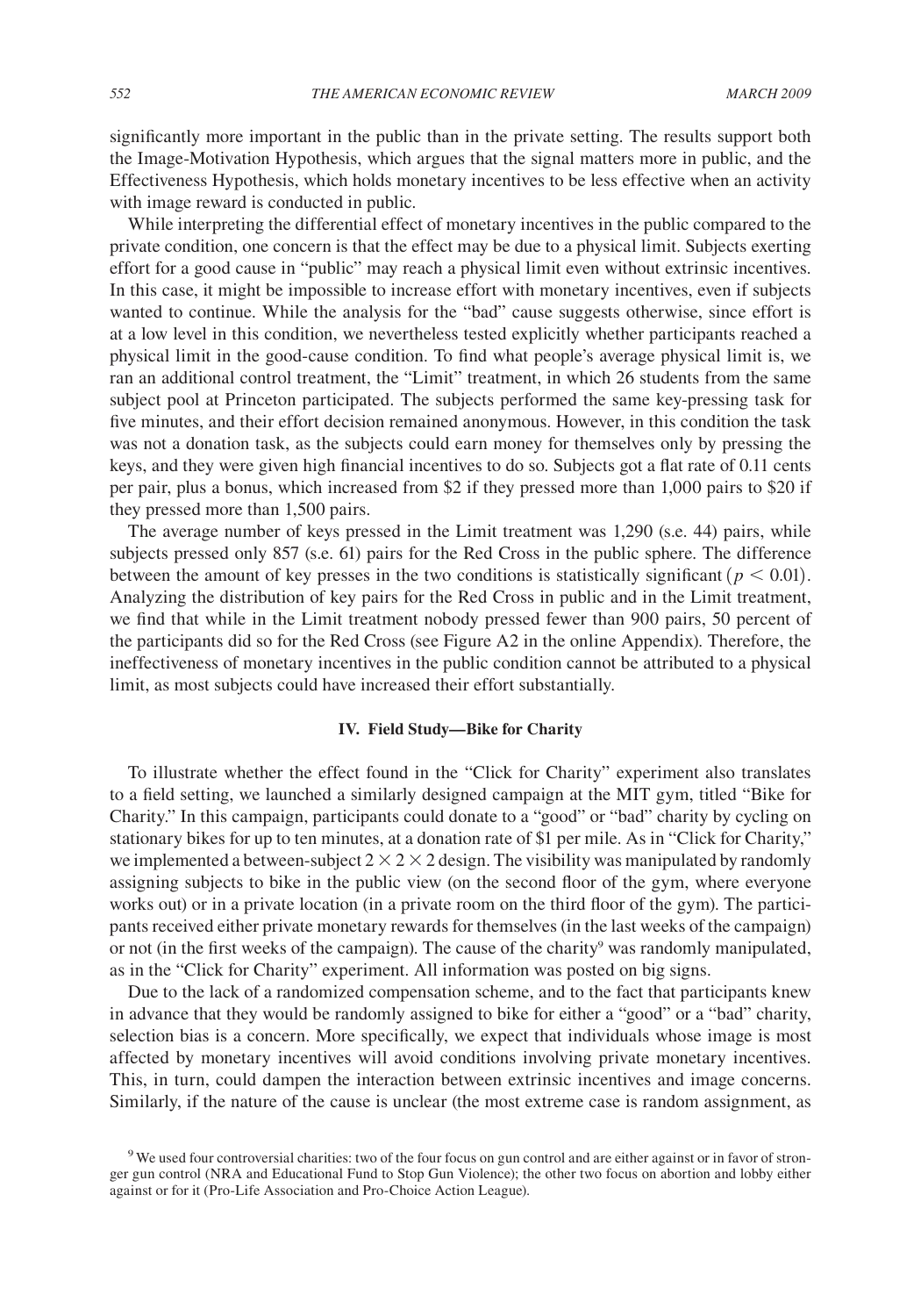significantly more important in the public than in the private setting. The results support both the Image-Motivation Hypothesis, which argues that the signal matters more in public, and the Effectiveness Hypothesis, which holds monetary incentives to be less effective when an activity with image reward is conducted in public.

While interpreting the differential effect of monetary incentives in the public compared to the private condition, one concern is that the effect may be due to a physical limit. Subjects exerting effort for a good cause in "public" may reach a physical limit even without extrinsic incentives. In this case, it might be impossible to increase effort with monetary incentives, even if subjects wanted to continue. While the analysis for the "bad" cause suggests otherwise, since effort is at a low level in this condition, we nevertheless tested explicitly whether participants reached a physical limit in the good-cause condition. To find what people's average physical limit is, we ran an additional control treatment, the "Limit" treatment, in which 26 students from the same subject pool at Princeton participated. The subjects performed the same key-pressing task for five minutes, and their effort decision remained anonymous. However, in this condition the task was not a donation task, as the subjects could earn money for themselves only by pressing the keys, and they were given high financial incentives to do so. Subjects got a flat rate of 0.11 cents per pair, plus a bonus, which increased from $2 if they pressed more than 1,000 pairs to $20 if they pressed more than 1,500 pairs.

The average number of keys pressed in the Limit treatment was 1,290 (s.e. 44) pairs, while subjects pressed only 857 (s.e. 61) pairs for the Red Cross in the public sphere. The difference between the amount of key presses in the two conditions is statistically significant ($p < 0.01$). Analyzing the distribution of key pairs for the Red Cross in public and in the Limit treatment, we find that while in the Limit treatment nobody pressed fewer than 900 pairs, 50 percent of the participants did so for the Red Cross (see Figure A2 in the online Appendix). Therefore, the ineffectiveness of monetary incentives in the public condition cannot be attributed to a physical limit, as most subjects could have increased their effort substantially.

## IV. Field Study—Bike for Charity

To illustrate whether the effect found in the "Click for Charity" experiment also translates to a field setting, we launched a similarly designed campaign at the MIT gym, titled "Bike for Charity." In this campaign, participants could donate to a "good" or "bad" charity by cycling on stationary bikes for up to ten minutes, at a donation rate of $1 per mile. As in "Click for Charity," we implemented a between-subject $2 \times 2 \times 2$ design. The visibility was manipulated by randomly assigning subjects to bike in the public view (on the second floor of the gym, where everyone works out) or in a private location (in a private room on the third floor of the gym). The participants received either private monetary rewards for themselves (in the last weeks of the campaign) or not (in the first weeks of the campaign). The cause of the charity[9] was randomly manipulated, as in the "Click for Charity" experiment. All information was posted on big signs.

Due to the lack of a randomized compensation scheme, and to the fact that participants knew in advance that they would be randomly assigned to bike for either a "good" or a "bad" charity, selection bias is a concern. More specifically, we expect that individuals whose image is most affected by monetary incentives will avoid conditions involving private monetary incentives. This, in turn, could dampen the interaction between extrinsic incentives and image concerns. Similarly, if the nature of the cause is unclear (the most extreme case is random assignment, as

[9] We used four controversial charities: two of the four focus on gun control and are either against or in favor of stronger gun control (NRA and Educational Fund to Stop Gun Violence); the other two focus on abortion and lobby either against or for it (Pro-Life Association and Pro-Choice Action League).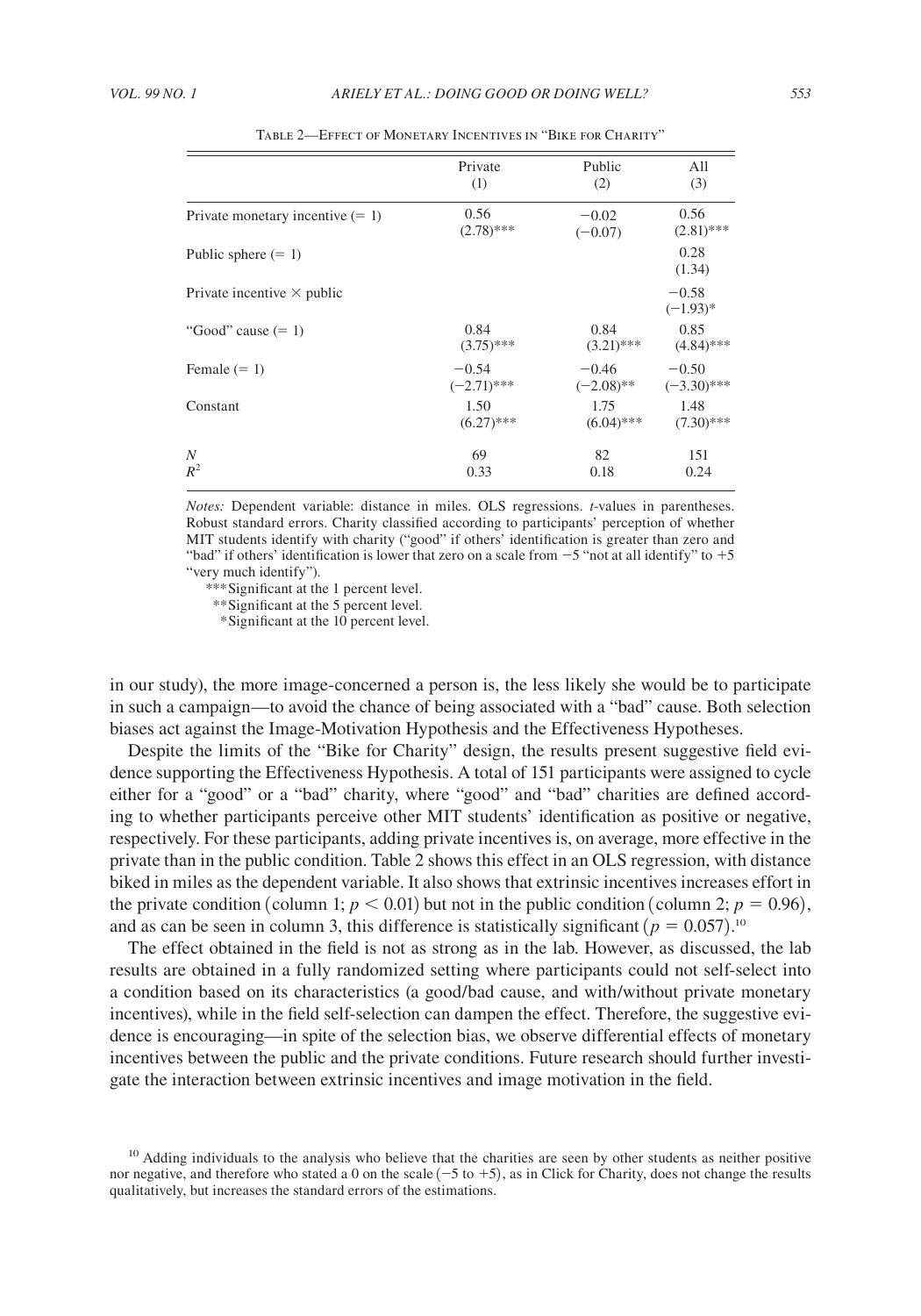Table 2—Effect of Monetary Incentives in "Bike for Charity"

| | Private (1) | Public (2) | All (3) |
|---|---|---|---|
| Private monetary incentive (= 1) | 0.56 (2.78)*** | −0.02 (−0.07) | 0.56 (2.81)*** |
| Public sphere (= 1) | | | 0.28 (1.34) |
| Private incentive × public | | | −0.58 (−1.93)* |
| "Good" cause (= 1) | 0.84 (3.75)*** | 0.84 (3.21)*** | 0.85 (4.84)*** |
| Female (= 1) | −0.54 (−2.71)*** | −0.46 (−2.08)** | −0.50 (−3.30)*** |
| Constant | 1.50 (6.27)*** | 1.75 (6.04)*** | 1.48 (7.30)*** |
| $N$ | 69 | 82 | 151 |
| $R^2$ | 0.33 | 0.18 | 0.24 |

*Notes:* Dependent variable: distance in miles. OLS regressions. *t*-values in parentheses. Robust standard errors. Charity classified according to participants' perception of whether MIT students identify with charity ("good" if others' identification is greater than zero and "bad" if others' identification is lower that zero on a scale from −5 "not at all identify" to +5 "very much identify").

***Significant at the 1 percent level.

**Significant at the 5 percent level.

*Significant at the 10 percent level.

in our study), the more image-concerned a person is, the less likely she would be to participate in such a campaign—to avoid the chance of being associated with a "bad" cause. Both selection biases act against the Image-Motivation Hypothesis and the Effectiveness Hypotheses.

Despite the limits of the "Bike for Charity" design, the results present suggestive field evidence supporting the Effectiveness Hypothesis. A total of 151 participants were assigned to cycle either for a "good" or a "bad" charity, where "good" and "bad" charities are defined according to whether participants perceive other MIT students' identification as positive or negative, respectively. For these participants, adding private incentives is, on average, more effective in the private than in the public condition. Table 2 shows this effect in an OLS regression, with distance biked in miles as the dependent variable. It also shows that extrinsic incentives increases effort in the private condition (column 1; $p < 0.01$) but not in the public condition (column 2; $p = 0.96$), and as can be seen in column 3, this difference is statistically significant ($p = 0.057$).[10]

The effect obtained in the field is not as strong as in the lab. However, as discussed, the lab results are obtained in a fully randomized setting where participants could not self-select into a condition based on its characteristics (a good/bad cause, and with/without private monetary incentives), while in the field self-selection can dampen the effect. Therefore, the suggestive evidence is encouraging—in spite of the selection bias, we observe differential effects of monetary incentives between the public and the private conditions. Future research should further investigate the interaction between extrinsic incentives and image motivation in the field.

[10] Adding individuals to the analysis who believe that the charities are seen by other students as neither positive nor negative, and therefore who stated a 0 on the scale (−5 to +5), as in Click for Charity, does not change the results qualitatively, but increases the standard errors of the estimations.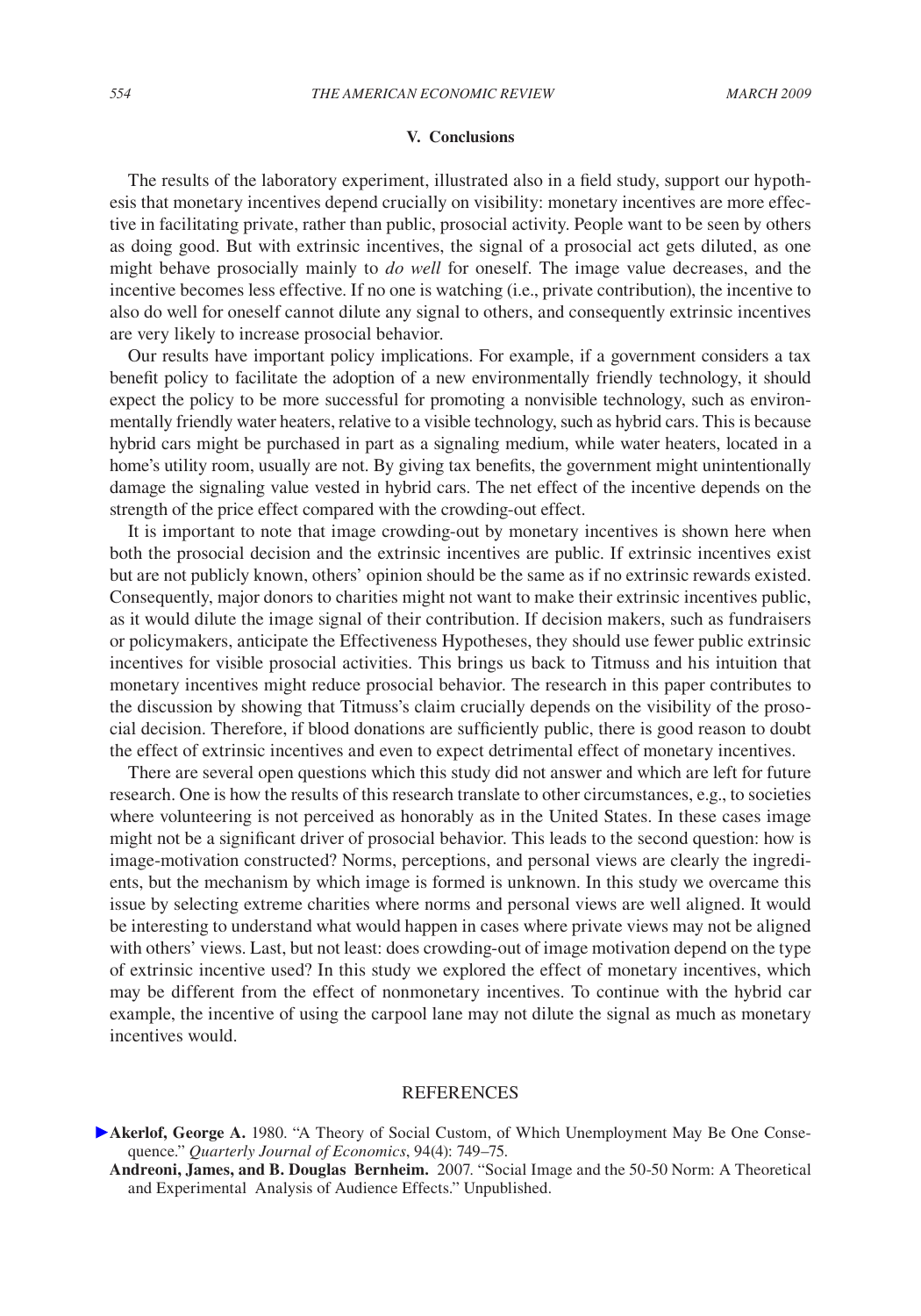## V. Conclusions

The results of the laboratory experiment, illustrated also in a field study, support our hypothesis that monetary incentives depend crucially on visibility: monetary incentives are more effective in facilitating private, rather than public, prosocial activity. People want to be seen by others as doing good. But with extrinsic incentives, the signal of a prosocial act gets diluted, as one might behave prosocially mainly to *do well* for oneself. The image value decreases, and the incentive becomes less effective. If no one is watching (i.e., private contribution), the incentive to also do well for oneself cannot dilute any signal to others, and consequently extrinsic incentives are very likely to increase prosocial behavior.

Our results have important policy implications. For example, if a government considers a tax benefit policy to facilitate the adoption of a new environmentally friendly technology, it should expect the policy to be more successful for promoting a nonvisible technology, such as environmentally friendly water heaters, relative to a visible technology, such as hybrid cars. This is because hybrid cars might be purchased in part as a signaling medium, while water heaters, located in a home's utility room, usually are not. By giving tax benefits, the government might unintentionally damage the signaling value vested in hybrid cars. The net effect of the incentive depends on the strength of the price effect compared with the crowding-out effect.

It is important to note that image crowding-out by monetary incentives is shown here when both the prosocial decision and the extrinsic incentives are public. If extrinsic incentives exist but are not publicly known, others' opinion should be the same as if no extrinsic rewards existed. Consequently, major donors to charities might not want to make their extrinsic incentives public, as it would dilute the image signal of their contribution. If decision makers, such as fundraisers or policymakers, anticipate the Effectiveness Hypotheses, they should use fewer public extrinsic incentives for visible prosocial activities. This brings us back to Titmuss and his intuition that monetary incentives might reduce prosocial behavior. The research in this paper contributes to the discussion by showing that Titmuss's claim crucially depends on the visibility of the prosocial decision. Therefore, if blood donations are sufficiently public, there is good reason to doubt the effect of extrinsic incentives and even to expect detrimental effect of monetary incentives.

There are several open questions which this study did not answer and which are left for future research. One is how the results of this research translate to other circumstances, e.g., to societies where volunteering is not perceived as honorably as in the United States. In these cases image might not be a significant driver of prosocial behavior. This leads to the second question: how is image-motivation constructed? Norms, perceptions, and personal views are clearly the ingredients, but the mechanism by which image is formed is unknown. In this study we overcame this issue by selecting extreme charities where norms and personal views are well aligned. It would be interesting to understand what would happen in cases where private views may not be aligned with others' views. Last, but not least: does crowding-out of image motivation depend on the type of extrinsic incentive used? In this study we explored the effect of monetary incentives, which may be different from the effect of nonmonetary incentives. To continue with the hybrid car example, the incentive of using the carpool lane may not dilute the signal as much as monetary incentives would.

## REFERENCES

**Akerlof, George A.** 1980. "A Theory of Social Custom, of Which Unemployment May Be One Consequence." *Quarterly Journal of Economics*, 94(4): 749–75.

**Andreoni, James, and B. Douglas Bernheim.** 2007. "Social Image and the 50-50 Norm: A Theoretical and Experimental Analysis of Audience Effects." Unpublished.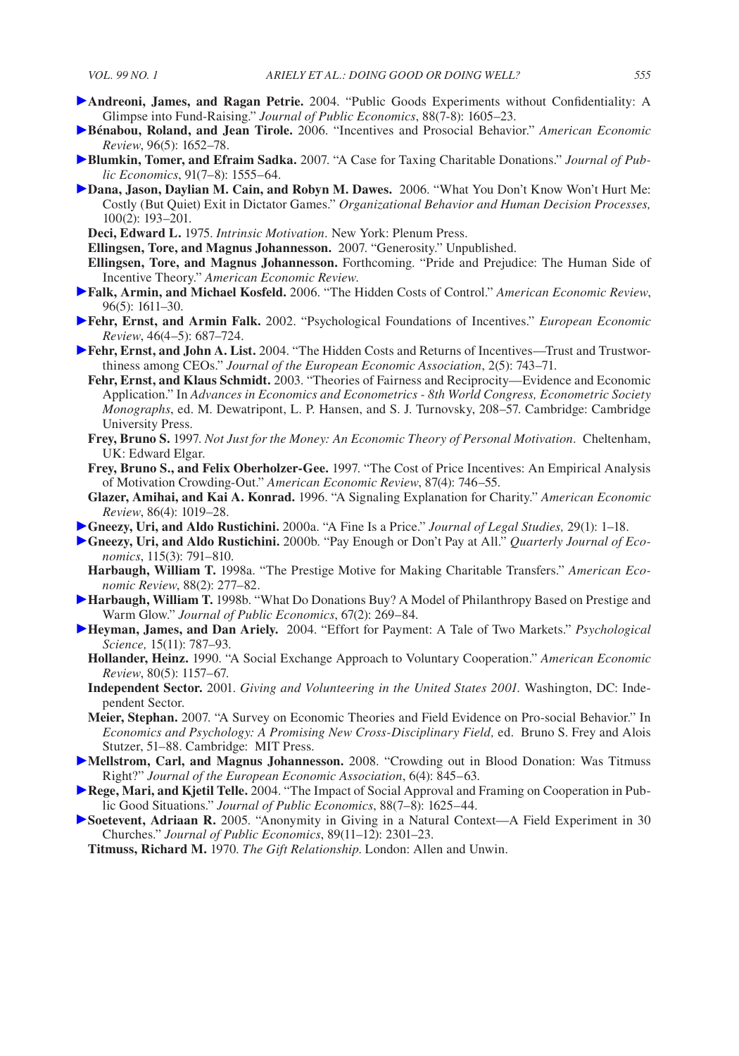**Andreoni, James, and Ragan Petrie.** 2004. "Public Goods Experiments without Confidentiality: A Glimpse into Fund-Raising." *Journal of Public Economics*, 88(7-8): 1605–23.

**Bénabou, Roland, and Jean Tirole.** 2006. "Incentives and Prosocial Behavior." *American Economic Review*, 96(5): 1652–78.

**Blumkin, Tomer, and Efraim Sadka.** 2007. "A Case for Taxing Charitable Donations." *Journal of Public Economics*, 91(7–8): 1555–64.

**Dana, Jason, Daylian M. Cain, and Robyn M. Dawes.** 2006. "What You Don't Know Won't Hurt Me: Costly (But Quiet) Exit in Dictator Games." *Organizational Behavior and Human Decision Processes,* 100(2): 193–201.

**Deci, Edward L.** 1975. *Intrinsic Motivation*. New York: Plenum Press.

**Ellingsen, Tore, and Magnus Johannesson.** 2007. "Generosity." Unpublished.

**Ellingsen, Tore, and Magnus Johannesson.** Forthcoming. "Pride and Prejudice: The Human Side of Incentive Theory." *American Economic Review*.

**Falk, Armin, and Michael Kosfeld.** 2006. "The Hidden Costs of Control." *American Economic Review*, 96(5): 1611–30.

**Fehr, Ernst, and Armin Falk.** 2002. "Psychological Foundations of Incentives." *European Economic Review*, 46(4–5): 687–724.

**Fehr, Ernst, and John A. List.** 2004. "The Hidden Costs and Returns of Incentives—Trust and Trustworthiness among CEOs." *Journal of the European Economic Association*, 2(5): 743–71.

**Fehr, Ernst, and Klaus Schmidt.** 2003. "Theories of Fairness and Reciprocity—Evidence and Economic Application." In *Advances in Economics and Econometrics - 8th World Congress, Econometric Society Monographs*, ed. M. Dewatripont, L. P. Hansen, and S. J. Turnovsky, 208–57. Cambridge: Cambridge University Press.

**Frey, Bruno S.** 1997. *Not Just for the Money: An Economic Theory of Personal Motivation*. Cheltenham, UK: Edward Elgar.

**Frey, Bruno S., and Felix Oberholzer-Gee.** 1997. "The Cost of Price Incentives: An Empirical Analysis of Motivation Crowding-Out." *American Economic Review*, 87(4): 746–55.

**Glazer, Amihai, and Kai A. Konrad.** 1996. "A Signaling Explanation for Charity." *American Economic Review*, 86(4): 1019–28.

**Gneezy, Uri, and Aldo Rustichini.** 2000a. "A Fine Is a Price." *Journal of Legal Studies,* 29(1): 1–18.

**Gneezy, Uri, and Aldo Rustichini.** 2000b. "Pay Enough or Don't Pay at All." *Quarterly Journal of Economics*, 115(3): 791–810.

**Harbaugh, William T.** 1998a. "The Prestige Motive for Making Charitable Transfers." *American Economic Review*, 88(2): 277–82.

**Harbaugh, William T.** 1998b. "What Do Donations Buy? A Model of Philanthropy Based on Prestige and Warm Glow." *Journal of Public Economics*, 67(2): 269–84.

**Heyman, James, and Dan Ariely.** 2004. "Effort for Payment: A Tale of Two Markets." *Psychological Science,* 15(11): 787–93.

**Hollander, Heinz.** 1990. "A Social Exchange Approach to Voluntary Cooperation." *American Economic Review*, 80(5): 1157–67.

**Independent Sector.** 2001. *Giving and Volunteering in the United States 2001.* Washington, DC: Independent Sector.

**Meier, Stephan.** 2007. "A Survey on Economic Theories and Field Evidence on Pro-social Behavior." In *Economics and Psychology: A Promising New Cross-Disciplinary Field,* ed. Bruno S. Frey and Alois Stutzer, 51–88. Cambridge: MIT Press.

**Mellstrom, Carl, and Magnus Johannesson.** 2008. "Crowding out in Blood Donation: Was Titmuss Right?" *Journal of the European Economic Association*, 6(4): 845–63.

**Rege, Mari, and Kjetil Telle.** 2004. "The Impact of Social Approval and Framing on Cooperation in Public Good Situations." *Journal of Public Economics*, 88(7–8): 1625–44.

**Soetevent, Adriaan R.** 2005. "Anonymity in Giving in a Natural Context—A Field Experiment in 30 Churches." *Journal of Public Economics*, 89(11–12): 2301–23.

**Titmuss, Richard M.** 1970. *The Gift Relationship*. London: Allen and Unwin.